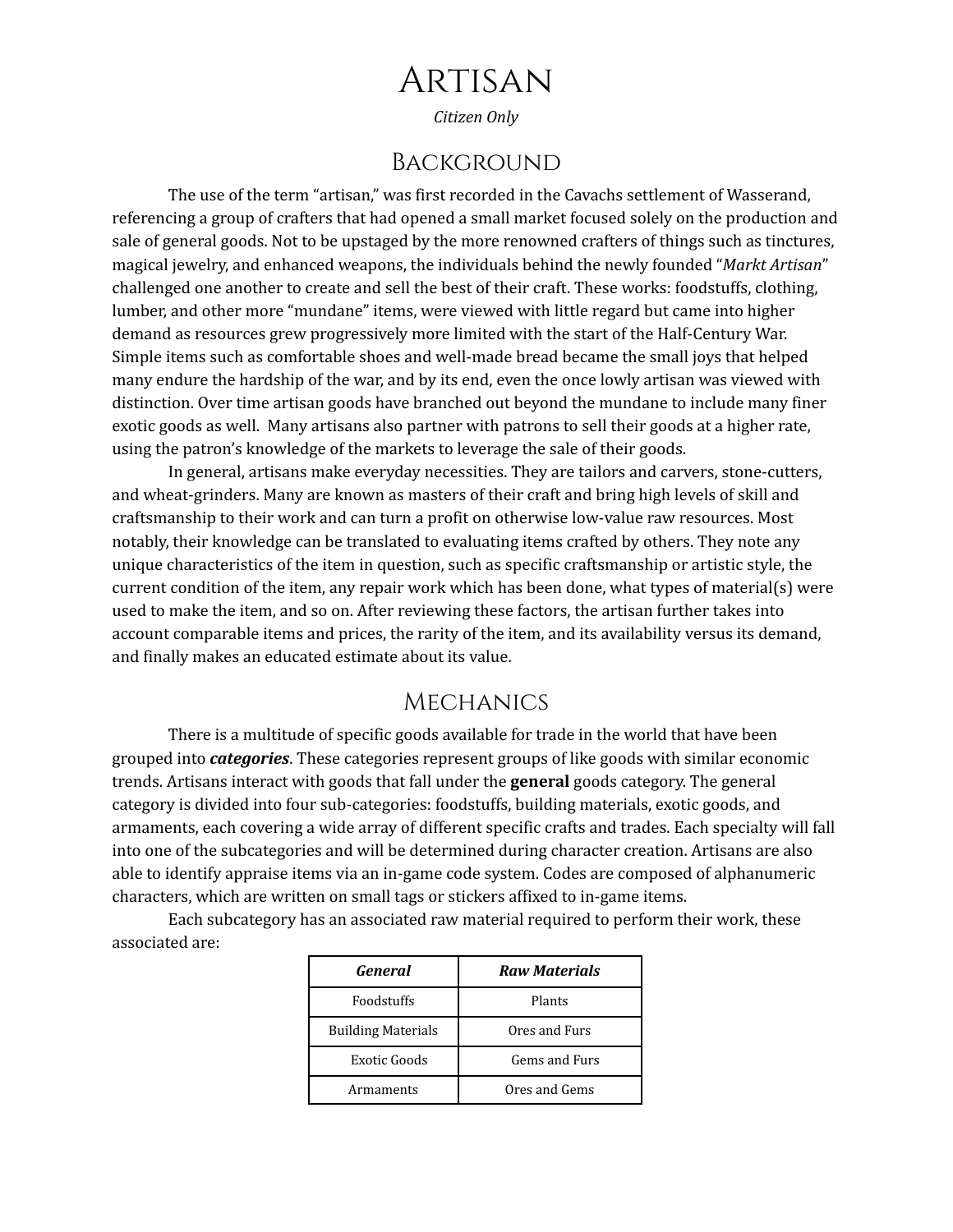# Artisan

*Citizen Only*

## Background

The use of the term "artisan," was first recorded in the Cavachs settlement of Wasserand, referencing a group of crafters that had opened a small market focused solely on the production and sale of general goods. Not to be upstaged by the more renowned crafters of things such as tinctures, magical jewelry, and enhanced weapons, the individuals behind the newly founded "*Markt Artisan*" challenged one another to create and sell the best of their craft. These works: foodstuffs, clothing, lumber, and other more "mundane" items, were viewed with little regard but came into higher demand as resources grew progressively more limited with the start of the Half-Century War. Simple items such as comfortable shoes and well-made bread became the small joys that helped many endure the hardship of the war, and by its end, even the once lowly artisan was viewed with distinction. Over time artisan goods have branched out beyond the mundane to include many finer exotic goods as well. Many artisans also partner with patrons to sell their goods at a higher rate, using the patron's knowledge of the markets to leverage the sale of their goods.

In general, artisans make everyday necessities. They are tailors and carvers, stone-cutters, and wheat-grinders. Many are known as masters of their craft and bring high levels of skill and craftsmanship to their work and can turn a profit on otherwise low-value raw resources. Most notably, their knowledge can be translated to evaluating items crafted by others. They note any unique characteristics of the item in question, such as specific craftsmanship or artistic style, the current condition of the item, any repair work which has been done, what types of material(s) were used to make the item, and so on. After reviewing these factors, the artisan further takes into account comparable items and prices, the rarity of the item, and its availability versus its demand, and finally makes an educated estimate about its value.

## Mechanics

There is a multitude of specific goods available for trade in the world that have been grouped into ***categories***. These categories represent groups of like goods with similar economic trends. Artisans interact with goods that fall under the **general** goods category. The general category is divided into four sub-categories: foodstuffs, building materials, exotic goods, and armaments, each covering a wide array of different specific crafts and trades. Each specialty will fall into one of the subcategories and will be determined during character creation. Artisans are also able to identify appraise items via an in-game code system. Codes are composed of alphanumeric characters, which are written on small tags or stickers affixed to in-game items.

Each subcategory has an associated raw material required to perform their work, these associated are:

| ***General*** | ***Raw Materials*** |
|---|---|
| Foodstuffs | Plants |
| Building Materials | Ores and Furs |
| Exotic Goods | Gems and Furs |
| Armaments | Ores and Gems |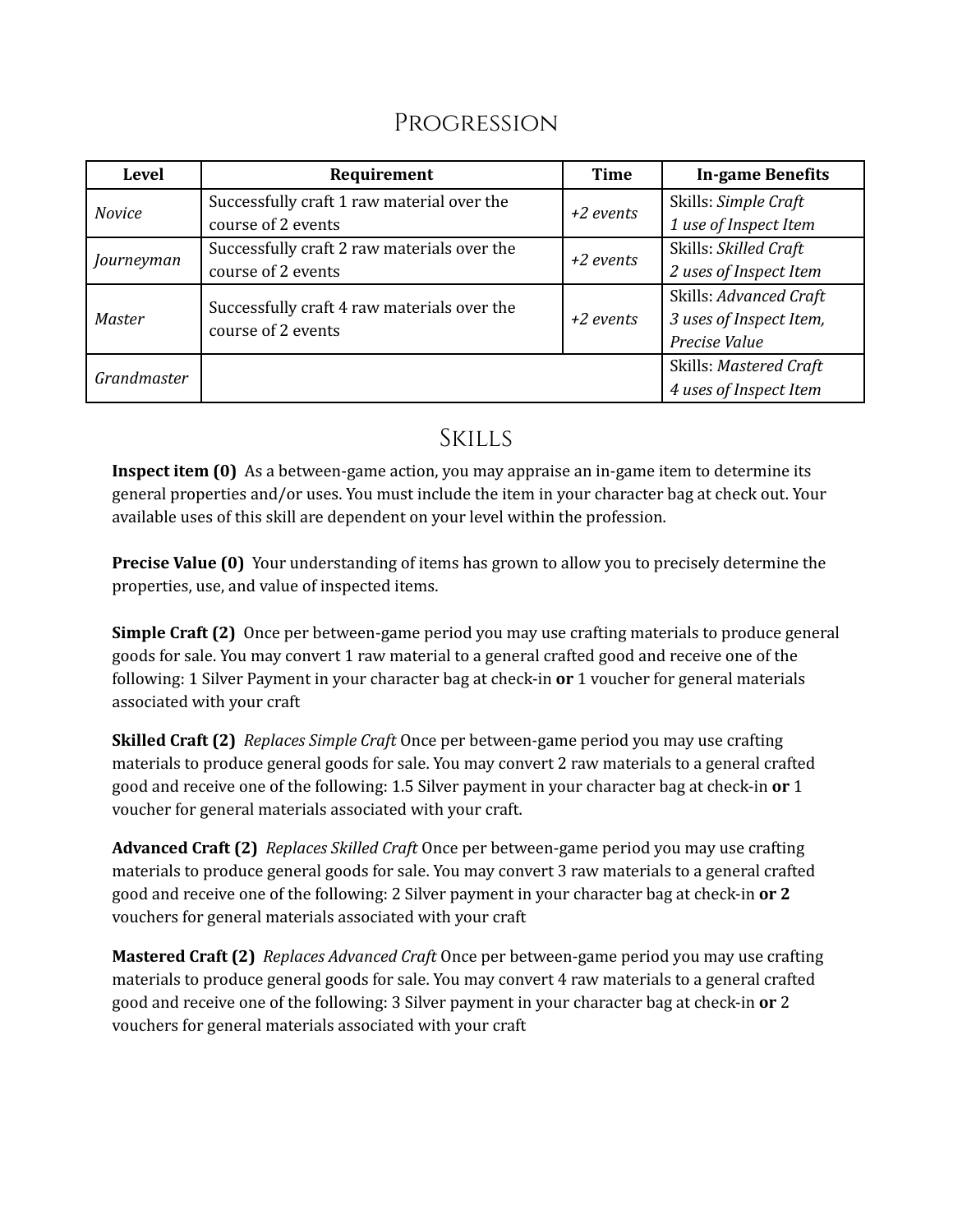## Progression

| Level | Requirement | Time | In-game Benefits |
|---|---|---|---|
| *Novice* | Successfully craft 1 raw material over the course of 2 events | *+2 events* | Skills: *Simple Craft*<br>*1 use of Inspect Item* |
| *Journeyman* | Successfully craft 2 raw materials over the course of 2 events | *+2 events* | Skills: *Skilled Craft*<br>*2 uses of Inspect Item* |
| *Master* | Successfully craft 4 raw materials over the course of 2 events | *+2 events* | Skills: *Advanced Craft*<br>*3 uses of Inspect Item,*<br>*Precise Value* |
| *Grandmaster* | | | Skills: *Mastered Craft*<br>*4 uses of Inspect Item* |

## Skills

**Inspect item (0)** As a between-game action, you may appraise an in-game item to determine its general properties and/or uses. You must include the item in your character bag at check out. Your available uses of this skill are dependent on your level within the profession.

**Precise Value (0)** Your understanding of items has grown to allow you to precisely determine the properties, use, and value of inspected items.

**Simple Craft (2)** Once per between-game period you may use crafting materials to produce general goods for sale. You may convert 1 raw material to a general crafted good and receive one of the following: 1 Silver Payment in your character bag at check-in **or** 1 voucher for general materials associated with your craft

**Skilled Craft (2)** *Replaces Simple Craft* Once per between-game period you may use crafting materials to produce general goods for sale. You may convert 2 raw materials to a general crafted good and receive one of the following: 1.5 Silver payment in your character bag at check-in **or** 1 voucher for general materials associated with your craft.

**Advanced Craft (2)** *Replaces Skilled Craft* Once per between-game period you may use crafting materials to produce general goods for sale. You may convert 3 raw materials to a general crafted good and receive one of the following: 2 Silver payment in your character bag at check-in **or 2** vouchers for general materials associated with your craft

**Mastered Craft (2)** *Replaces Advanced Craft* Once per between-game period you may use crafting materials to produce general goods for sale. You may convert 4 raw materials to a general crafted good and receive one of the following: 3 Silver payment in your character bag at check-in **or** 2 vouchers for general materials associated with your craft